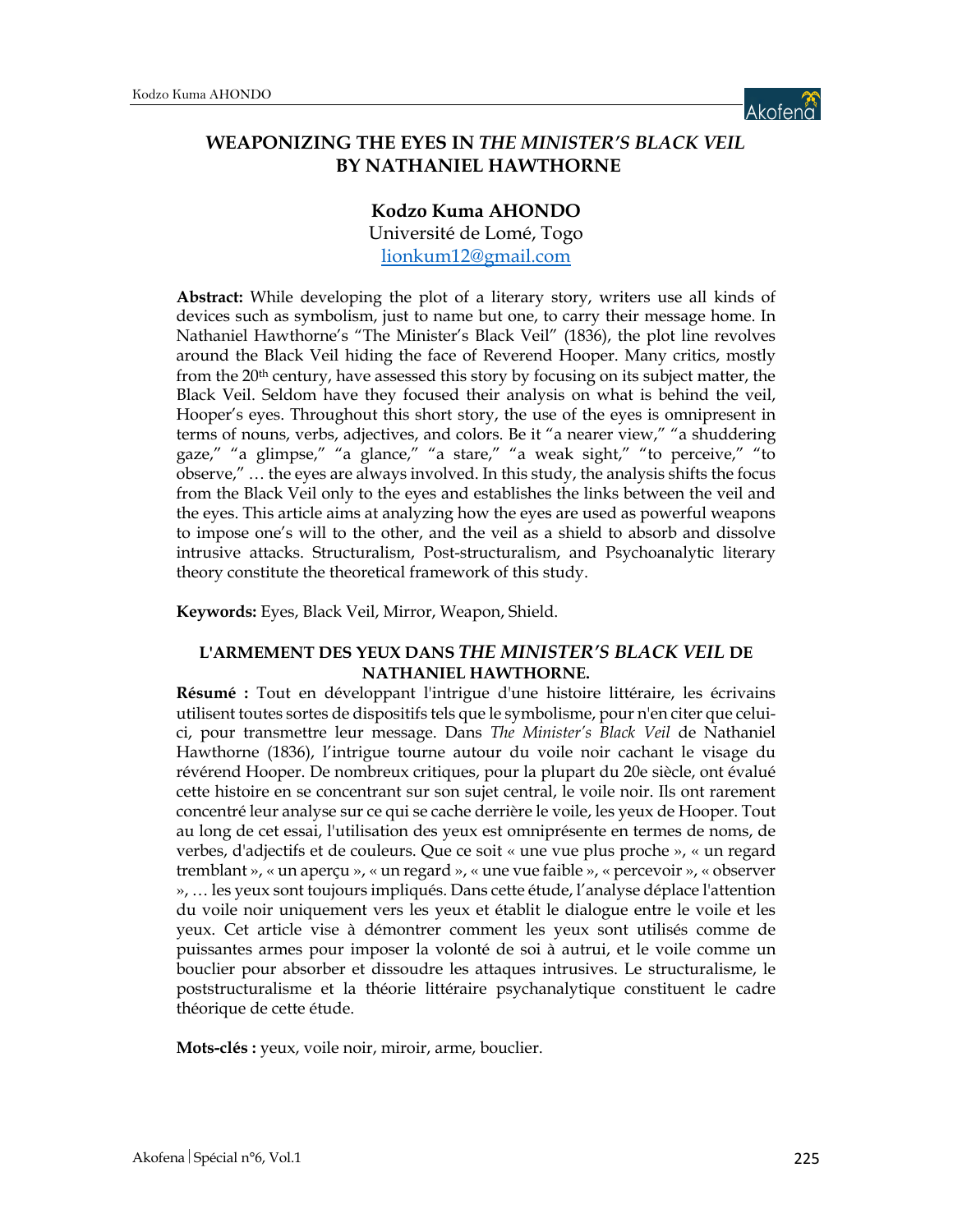# WEAPONIZING THE EYES IN *THE MINISTER'S BLACK VEIL* BY NATHANIEL HAWTHORNE

**Kodzo Kuma AHONDO**
Université de Lomé, Togo
lionkum12@gmail.com

**Abstract:** While developing the plot of a literary story, writers use all kinds of devices such as symbolism, just to name but one, to carry their message home. In Nathaniel Hawthorne's "The Minister's Black Veil" (1836), the plot line revolves around the Black Veil hiding the face of Reverend Hooper. Many critics, mostly from the 20th century, have assessed this story by focusing on its subject matter, the Black Veil. Seldom have they focused their analysis on what is behind the veil, Hooper's eyes. Throughout this short story, the use of the eyes is omnipresent in terms of nouns, verbs, adjectives, and colors. Be it "a nearer view," "a shuddering gaze," "a glimpse," "a glance," "a stare," "a weak sight," "to perceive," "to observe," … the eyes are always involved. In this study, the analysis shifts the focus from the Black Veil only to the eyes and establishes the links between the veil and the eyes. This article aims at analyzing how the eyes are used as powerful weapons to impose one's will to the other, and the veil as a shield to absorb and dissolve intrusive attacks. Structuralism, Post-structuralism, and Psychoanalytic literary theory constitute the theoretical framework of this study.

**Keywords:** Eyes, Black Veil, Mirror, Weapon, Shield.

## L'ARMEMENT DES YEUX DANS *THE MINISTER'S BLACK VEIL* DE NATHANIEL HAWTHORNE.

**Résumé :** Tout en développant l'intrigue d'une histoire littéraire, les écrivains utilisent toutes sortes de dispositifs tels que le symbolisme, pour n'en citer que celui-ci, pour transmettre leur message. Dans *The Minister's Black Veil* de Nathaniel Hawthorne (1836), l'intrigue tourne autour du voile noir cachant le visage du révérend Hooper. De nombreux critiques, pour la plupart du 20e siècle, ont évalué cette histoire en se concentrant sur son sujet central, le voile noir. Ils ont rarement concentré leur analyse sur ce qui se cache derrière le voile, les yeux de Hooper. Tout au long de cet essai, l'utilisation des yeux est omniprésente en termes de noms, de verbes, d'adjectifs et de couleurs. Que ce soit « une vue plus proche », « un regard tremblant », « un aperçu », « un regard », « une vue faible », « percevoir », « observer », … les yeux sont toujours impliqués. Dans cette étude, l'analyse déplace l'attention du voile noir uniquement vers les yeux et établit le dialogue entre le voile et les yeux. Cet article vise à démontrer comment les yeux sont utilisés comme de puissantes armes pour imposer la volonté de soi à autrui, et le voile comme un bouclier pour absorber et dissoudre les attaques intrusives. Le structuralisme, le poststructuralisme et la théorie littéraire psychanalytique constituent le cadre théorique de cette étude.

**Mots-clés :** yeux, voile noir, miroir, arme, bouclier.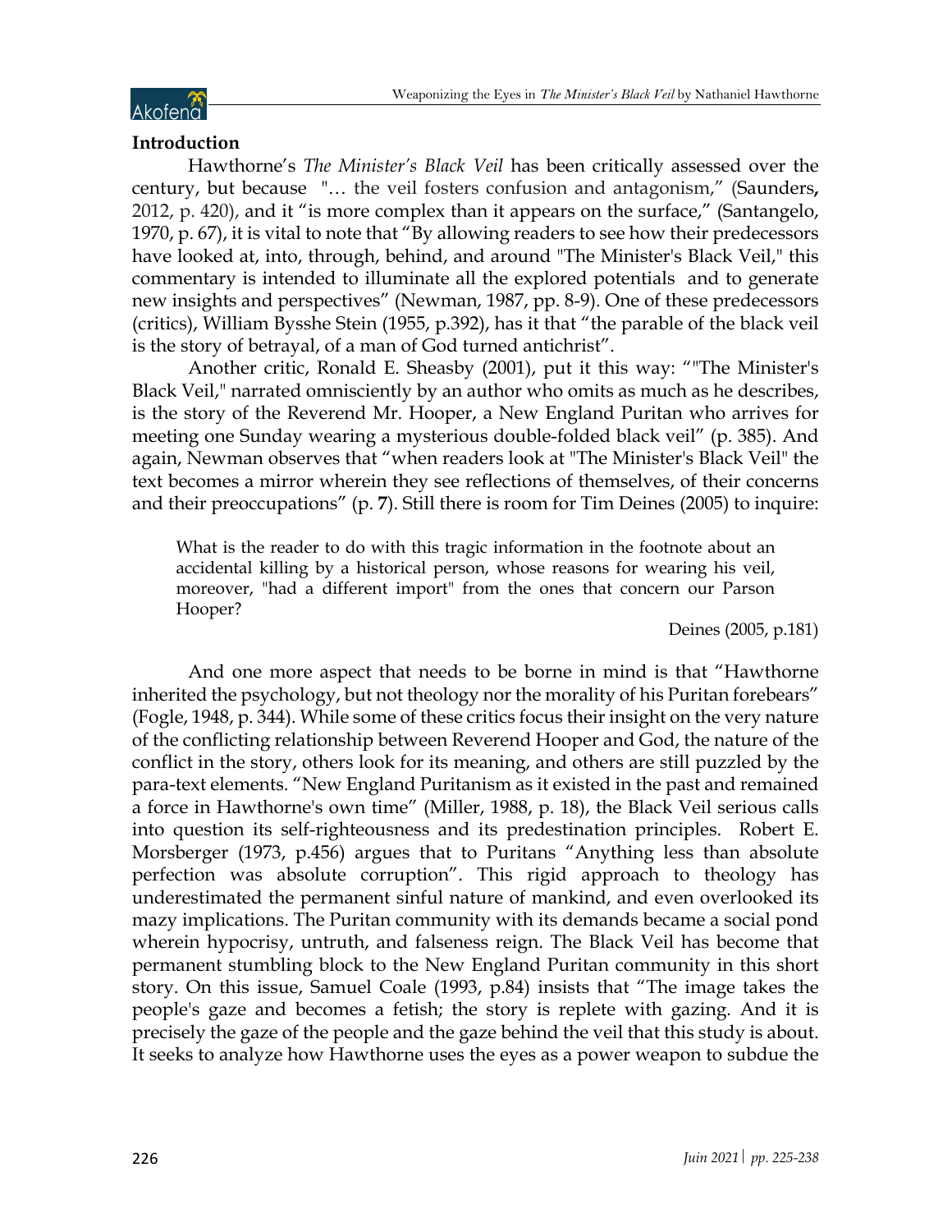## Introduction

Hawthorne's *The Minister's Black Veil* has been critically assessed over the century, but because "… the veil fosters confusion and antagonism," (Saunders, 2012, p. 420), and it "is more complex than it appears on the surface," (Santangelo, 1970, p. 67), it is vital to note that "By allowing readers to see how their predecessors have looked at, into, through, behind, and around "The Minister's Black Veil," this commentary is intended to illuminate all the explored potentials and to generate new insights and perspectives" (Newman, 1987, pp. 8-9). One of these predecessors (critics), William Bysshe Stein (1955, p.392), has it that "the parable of the black veil is the story of betrayal, of a man of God turned antichrist".

Another critic, Ronald E. Sheasby (2001), put it this way: ""The Minister's Black Veil," narrated omnisciently by an author who omits as much as he describes, is the story of the Reverend Mr. Hooper, a New England Puritan who arrives for meeting one Sunday wearing a mysterious double-folded black veil" (p. 385). And again, Newman observes that "when readers look at "The Minister's Black Veil" the text becomes a mirror wherein they see reflections of themselves, of their concerns and their preoccupations" (p. **7**). Still there is room for Tim Deines (2005) to inquire:

> What is the reader to do with this tragic information in the footnote about an accidental killing by a historical person, whose reasons for wearing his veil, moreover, "had a different import" from the ones that concern our Parson Hooper?
>
> Deines (2005, p.181)

And one more aspect that needs to be borne in mind is that "Hawthorne inherited the psychology, but not theology nor the morality of his Puritan forebears" (Fogle, 1948, p. 344). While some of these critics focus their insight on the very nature of the conflicting relationship between Reverend Hooper and God, the nature of the conflict in the story, others look for its meaning, and others are still puzzled by the para-text elements. "New England Puritanism as it existed in the past and remained a force in Hawthorne's own time" (Miller, 1988, p. 18), the Black Veil serious calls into question its self-righteousness and its predestination principles. Robert E. Morsberger (1973, p.456) argues that to Puritans "Anything less than absolute perfection was absolute corruption". This rigid approach to theology has underestimated the permanent sinful nature of mankind, and even overlooked its mazy implications. The Puritan community with its demands became a social pond wherein hypocrisy, untruth, and falseness reign. The Black Veil has become that permanent stumbling block to the New England Puritan community in this short story. On this issue, Samuel Coale (1993, p.84) insists that "The image takes the people's gaze and becomes a fetish; the story is replete with gazing. And it is precisely the gaze of the people and the gaze behind the veil that this study is about. It seeks to analyze how Hawthorne uses the eyes as a power weapon to subdue the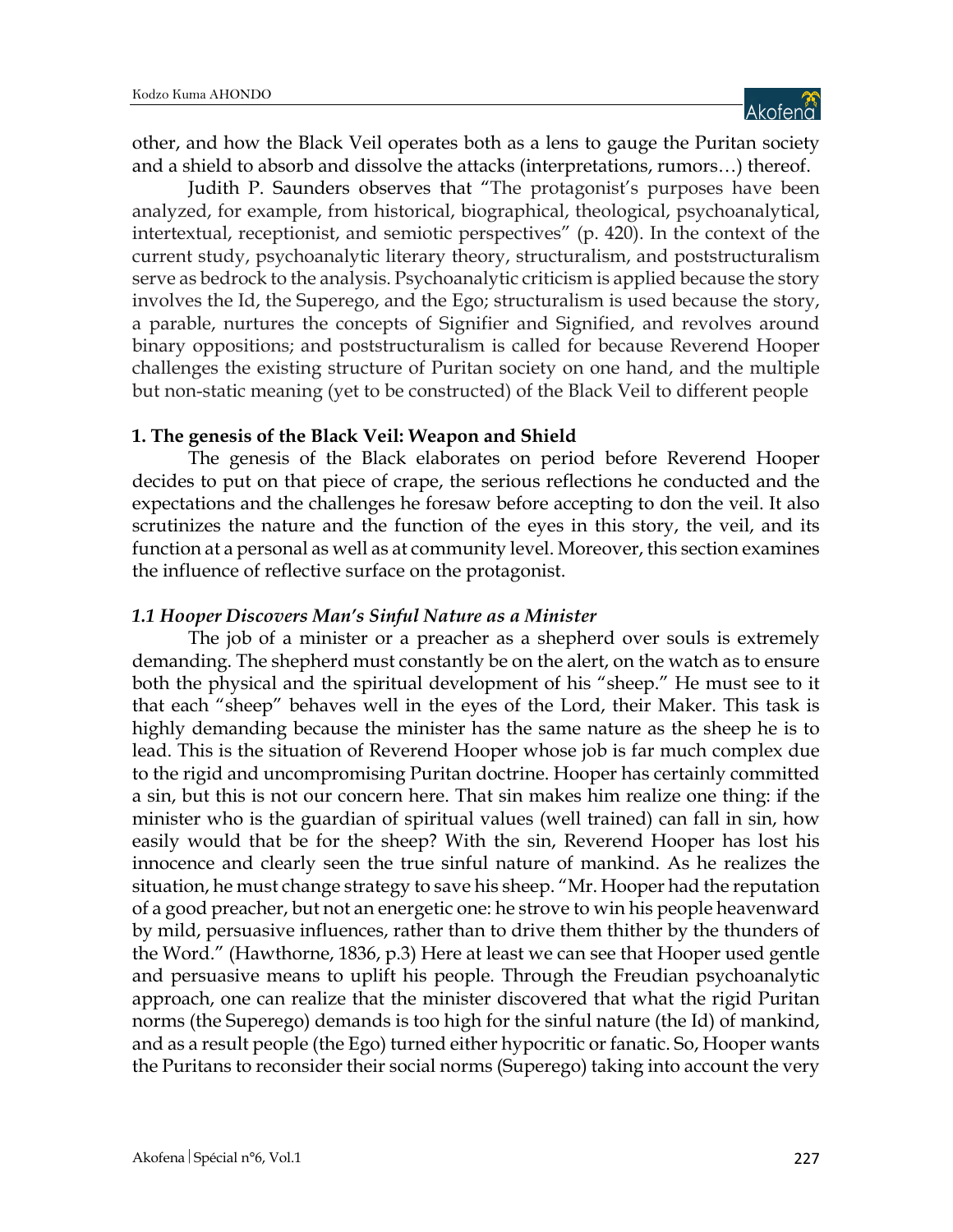other, and how the Black Veil operates both as a lens to gauge the Puritan society and a shield to absorb and dissolve the attacks (interpretations, rumors…) thereof.

Judith P. Saunders observes that "The protagonist's purposes have been analyzed, for example, from historical, biographical, theological, psychoanalytical, intertextual, receptionist, and semiotic perspectives" (p. 420). In the context of the current study, psychoanalytic literary theory, structuralism, and poststructuralism serve as bedrock to the analysis. Psychoanalytic criticism is applied because the story involves the Id, the Superego, and the Ego; structuralism is used because the story, a parable, nurtures the concepts of Signifier and Signified, and revolves around binary oppositions; and poststructuralism is called for because Reverend Hooper challenges the existing structure of Puritan society on one hand, and the multiple but non-static meaning (yet to be constructed) of the Black Veil to different people

## 1. The genesis of the Black Veil: Weapon and Shield

The genesis of the Black elaborates on period before Reverend Hooper decides to put on that piece of crape, the serious reflections he conducted and the expectations and the challenges he foresaw before accepting to don the veil. It also scrutinizes the nature and the function of the eyes in this story, the veil, and its function at a personal as well as at community level. Moreover, this section examines the influence of reflective surface on the protagonist.

### *1.1 Hooper Discovers Man's Sinful Nature as a Minister*

The job of a minister or a preacher as a shepherd over souls is extremely demanding. The shepherd must constantly be on the alert, on the watch as to ensure both the physical and the spiritual development of his "sheep." He must see to it that each "sheep" behaves well in the eyes of the Lord, their Maker. This task is highly demanding because the minister has the same nature as the sheep he is to lead. This is the situation of Reverend Hooper whose job is far much complex due to the rigid and uncompromising Puritan doctrine. Hooper has certainly committed a sin, but this is not our concern here. That sin makes him realize one thing: if the minister who is the guardian of spiritual values (well trained) can fall in sin, how easily would that be for the sheep? With the sin, Reverend Hooper has lost his innocence and clearly seen the true sinful nature of mankind. As he realizes the situation, he must change strategy to save his sheep. "Mr. Hooper had the reputation of a good preacher, but not an energetic one: he strove to win his people heavenward by mild, persuasive influences, rather than to drive them thither by the thunders of the Word." (Hawthorne, 1836, p.3) Here at least we can see that Hooper used gentle and persuasive means to uplift his people. Through the Freudian psychoanalytic approach, one can realize that the minister discovered that what the rigid Puritan norms (the Superego) demands is too high for the sinful nature (the Id) of mankind, and as a result people (the Ego) turned either hypocritic or fanatic. So, Hooper wants the Puritans to reconsider their social norms (Superego) taking into account the very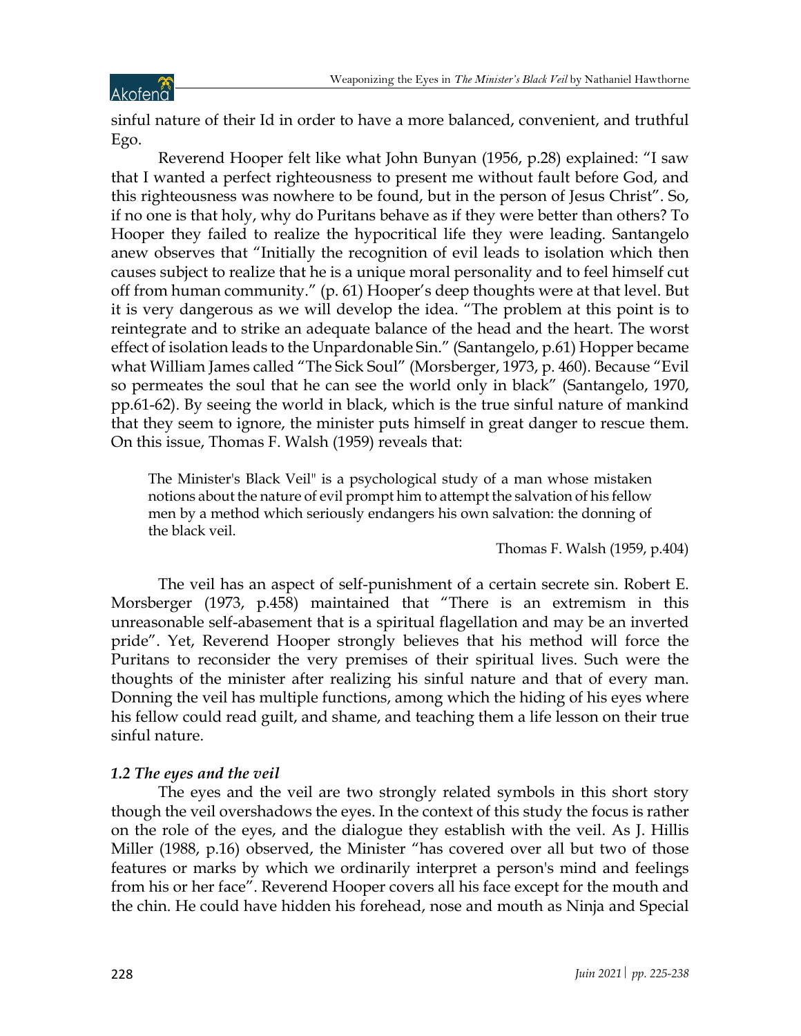sinful nature of their Id in order to have a more balanced, convenient, and truthful Ego.

Reverend Hooper felt like what John Bunyan (1956, p.28) explained: “I saw that I wanted a perfect righteousness to present me without fault before God, and this righteousness was nowhere to be found, but in the person of Jesus Christ”. So, if no one is that holy, why do Puritans behave as if they were better than others? To Hooper they failed to realize the hypocritical life they were leading. Santangelo anew observes that “Initially the recognition of evil leads to isolation which then causes subject to realize that he is a unique moral personality and to feel himself cut off from human community.” (p. 61) Hooper’s deep thoughts were at that level. But it is very dangerous as we will develop the idea. “The problem at this point is to reintegrate and to strike an adequate balance of the head and the heart. The worst effect of isolation leads to the Unpardonable Sin.” (Santangelo, p.61) Hopper became what William James called “The Sick Soul” (Morsberger, 1973, p. 460). Because “Evil so permeates the soul that he can see the world only in black” (Santangelo, 1970, pp.61-62). By seeing the world in black, which is the true sinful nature of mankind that they seem to ignore, the minister puts himself in great danger to rescue them. On this issue, Thomas F. Walsh (1959) reveals that:

> The Minister's Black Veil" is a psychological study of a man whose mistaken notions about the nature of evil prompt him to attempt the salvation of his fellow men by a method which seriously endangers his own salvation: the donning of the black veil.
>
> Thomas F. Walsh (1959, p.404)

The veil has an aspect of self-punishment of a certain secrete sin. Robert E. Morsberger (1973, p.458) maintained that “There is an extremism in this unreasonable self-abasement that is a spiritual flagellation and may be an inverted pride”. Yet, Reverend Hooper strongly believes that his method will force the Puritans to reconsider the very premises of their spiritual lives. Such were the thoughts of the minister after realizing his sinful nature and that of every man. Donning the veil has multiple functions, among which the hiding of his eyes where his fellow could read guilt, and shame, and teaching them a life lesson on their true sinful nature.

### *1.2 The eyes and the veil*

The eyes and the veil are two strongly related symbols in this short story though the veil overshadows the eyes. In the context of this study the focus is rather on the role of the eyes, and the dialogue they establish with the veil. As J. Hillis Miller (1988, p.16) observed, the Minister “has covered over all but two of those features or marks by which we ordinarily interpret a person's mind and feelings from his or her face”. Reverend Hooper covers all his face except for the mouth and the chin. He could have hidden his forehead, nose and mouth as Ninja and Special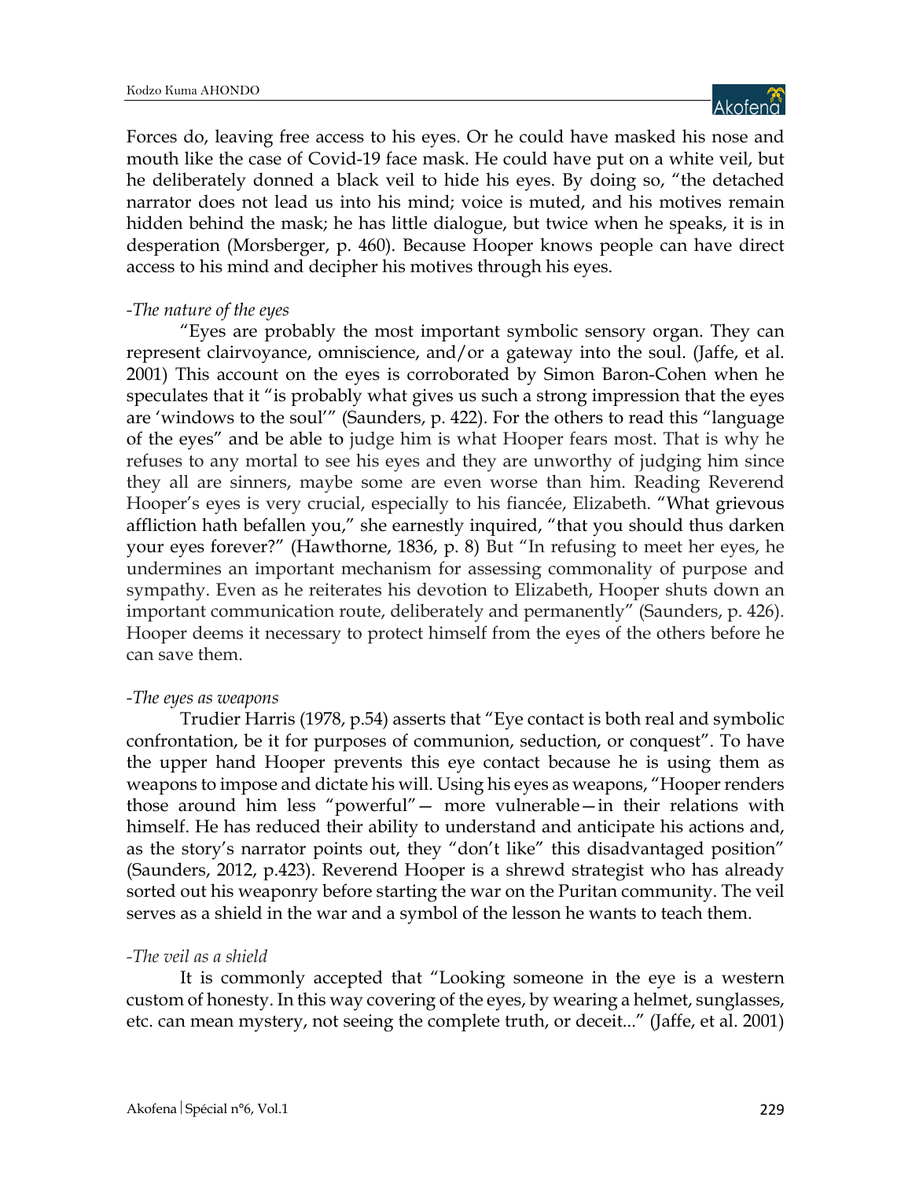Forces do, leaving free access to his eyes. Or he could have masked his nose and mouth like the case of Covid-19 face mask. He could have put on a white veil, but he deliberately donned a black veil to hide his eyes. By doing so, "the detached narrator does not lead us into his mind; voice is muted, and his motives remain hidden behind the mask; he has little dialogue, but twice when he speaks, it is in desperation (Morsberger, p. 460). Because Hooper knows people can have direct access to his mind and decipher his motives through his eyes.

*-The nature of the eyes*

"Eyes are probably the most important symbolic sensory organ. They can represent clairvoyance, omniscience, and/or a gateway into the soul. (Jaffe, et al. 2001) This account on the eyes is corroborated by Simon Baron-Cohen when he speculates that it "is probably what gives us such a strong impression that the eyes are 'windows to the soul'" (Saunders, p. 422). For the others to read this "language of the eyes" and be able to judge him is what Hooper fears most. That is why he refuses to any mortal to see his eyes and they are unworthy of judging him since they all are sinners, maybe some are even worse than him. Reading Reverend Hooper's eyes is very crucial, especially to his fiancée, Elizabeth. "What grievous affliction hath befallen you," she earnestly inquired, "that you should thus darken your eyes forever?" (Hawthorne, 1836, p. 8) But "In refusing to meet her eyes, he undermines an important mechanism for assessing commonality of purpose and sympathy. Even as he reiterates his devotion to Elizabeth, Hooper shuts down an important communication route, deliberately and permanently" (Saunders, p. 426). Hooper deems it necessary to protect himself from the eyes of the others before he can save them.

*-The eyes as weapons*

Trudier Harris (1978, p.54) asserts that "Eye contact is both real and symbolic confrontation, be it for purposes of communion, seduction, or conquest". To have the upper hand Hooper prevents this eye contact because he is using them as weapons to impose and dictate his will. Using his eyes as weapons, "Hooper renders those around him less "powerful"— more vulnerable—in their relations with himself. He has reduced their ability to understand and anticipate his actions and, as the story's narrator points out, they "don't like" this disadvantaged position" (Saunders, 2012, p.423). Reverend Hooper is a shrewd strategist who has already sorted out his weaponry before starting the war on the Puritan community. The veil serves as a shield in the war and a symbol of the lesson he wants to teach them.

*-The veil as a shield*

It is commonly accepted that "Looking someone in the eye is a western custom of honesty. In this way covering of the eyes, by wearing a helmet, sunglasses, etc. can mean mystery, not seeing the complete truth, or deceit..." (Jaffe, et al. 2001)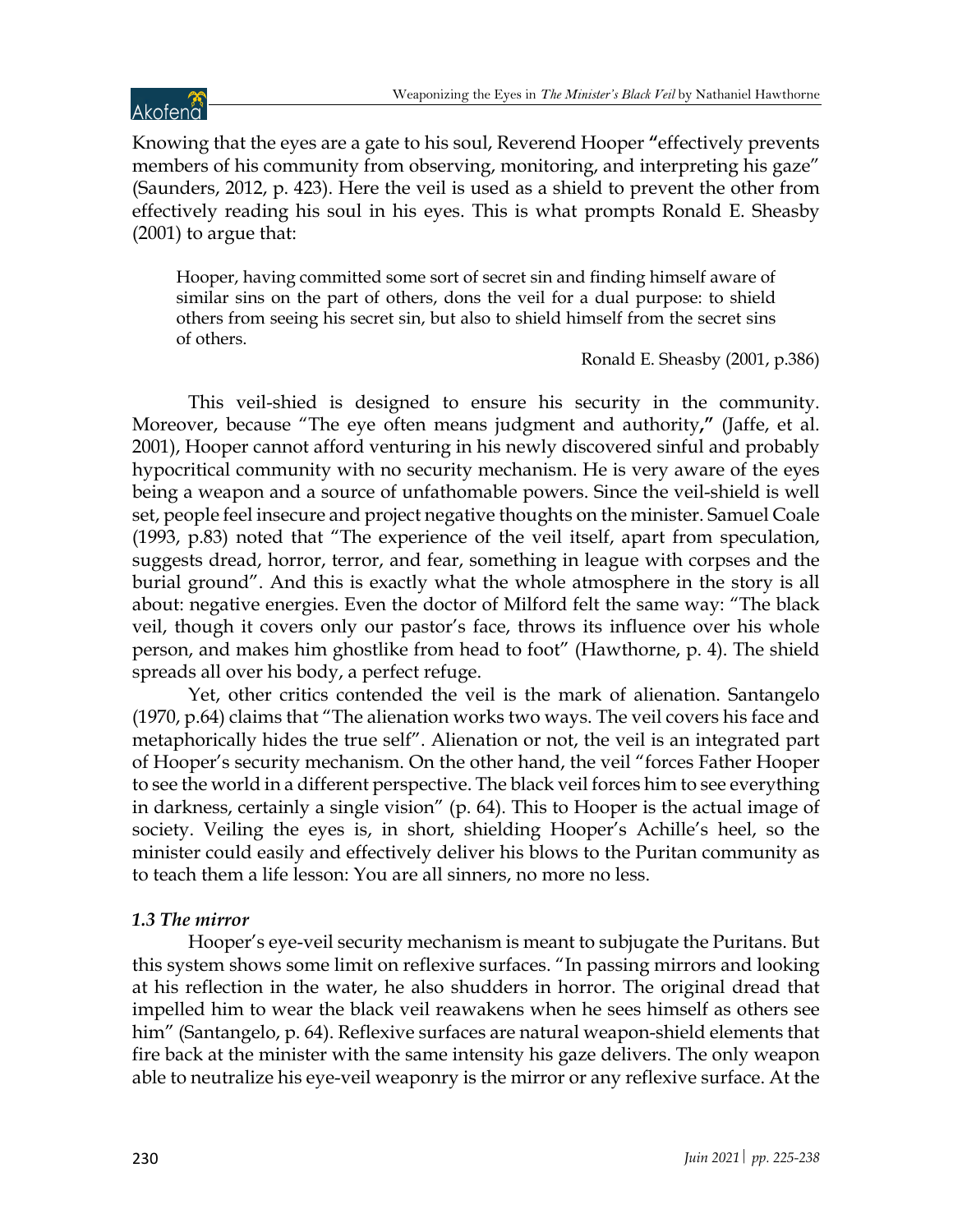Knowing that the eyes are a gate to his soul, Reverend Hooper **"**effectively prevents members of his community from observing, monitoring, and interpreting his gaze" (Saunders, 2012, p. 423). Here the veil is used as a shield to prevent the other from effectively reading his soul in his eyes. This is what prompts Ronald E. Sheasby (2001) to argue that:

> Hooper, having committed some sort of secret sin and finding himself aware of similar sins on the part of others, dons the veil for a dual purpose: to shield others from seeing his secret sin, but also to shield himself from the secret sins of others.
>
> Ronald E. Sheasby (2001, p.386)

This veil-shied is designed to ensure his security in the community. Moreover, because "The eye often means judgment and authority**,"** (Jaffe, et al. 2001), Hooper cannot afford venturing in his newly discovered sinful and probably hypocritical community with no security mechanism. He is very aware of the eyes being a weapon and a source of unfathomable powers. Since the veil-shield is well set, people feel insecure and project negative thoughts on the minister. Samuel Coale (1993, p.83) noted that "The experience of the veil itself, apart from speculation, suggests dread, horror, terror, and fear, something in league with corpses and the burial ground". And this is exactly what the whole atmosphere in the story is all about: negative energies. Even the doctor of Milford felt the same way: "The black veil, though it covers only our pastor's face, throws its influence over his whole person, and makes him ghostlike from head to foot" (Hawthorne, p. 4). The shield spreads all over his body, a perfect refuge.

Yet, other critics contended the veil is the mark of alienation. Santangelo (1970, p.64) claims that "The alienation works two ways. The veil covers his face and metaphorically hides the true self". Alienation or not, the veil is an integrated part of Hooper's security mechanism. On the other hand, the veil "forces Father Hooper to see the world in a different perspective. The black veil forces him to see everything in darkness, certainly a single vision" (p. 64). This to Hooper is the actual image of society. Veiling the eyes is, in short, shielding Hooper's Achille's heel, so the minister could easily and effectively deliver his blows to the Puritan community as to teach them a life lesson: You are all sinners, no more no less.

### *1.3 The mirror*

Hooper's eye-veil security mechanism is meant to subjugate the Puritans. But this system shows some limit on reflexive surfaces. "In passing mirrors and looking at his reflection in the water, he also shudders in horror. The original dread that impelled him to wear the black veil reawakens when he sees himself as others see him" (Santangelo, p. 64). Reflexive surfaces are natural weapon-shield elements that fire back at the minister with the same intensity his gaze delivers. The only weapon able to neutralize his eye-veil weaponry is the mirror or any reflexive surface. At the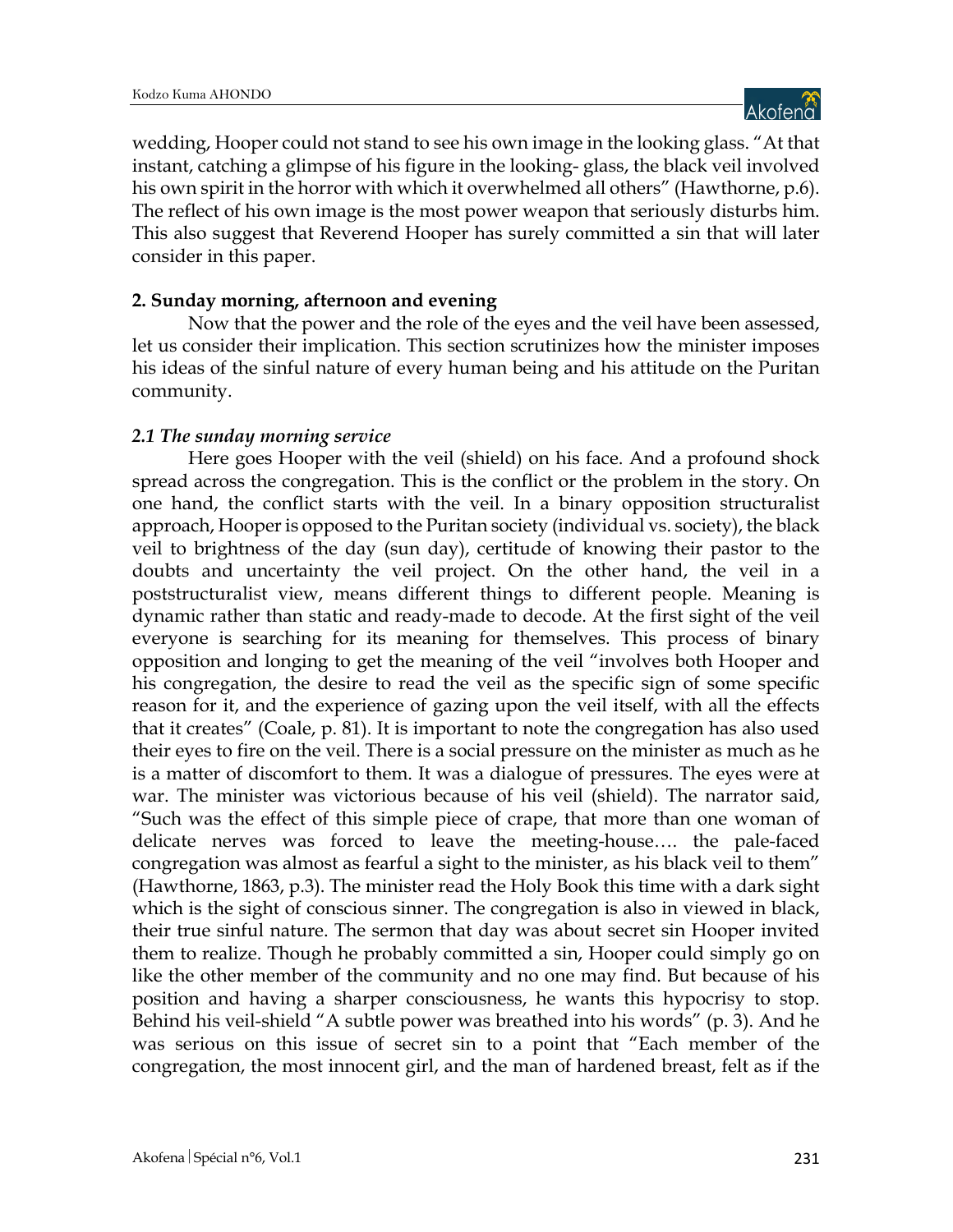wedding, Hooper could not stand to see his own image in the looking glass. "At that instant, catching a glimpse of his figure in the looking- glass, the black veil involved his own spirit in the horror with which it overwhelmed all others" (Hawthorne, p.6). The reflect of his own image is the most power weapon that seriously disturbs him. This also suggest that Reverend Hooper has surely committed a sin that will later consider in this paper.

## 2. Sunday morning, afternoon and evening

Now that the power and the role of the eyes and the veil have been assessed, let us consider their implication. This section scrutinizes how the minister imposes his ideas of the sinful nature of every human being and his attitude on the Puritan community.

### *2.1 The sunday morning service*

Here goes Hooper with the veil (shield) on his face. And a profound shock spread across the congregation. This is the conflict or the problem in the story. On one hand, the conflict starts with the veil. In a binary opposition structuralist approach, Hooper is opposed to the Puritan society (individual vs. society), the black veil to brightness of the day (sun day), certitude of knowing their pastor to the doubts and uncertainty the veil project. On the other hand, the veil in a poststructuralist view, means different things to different people. Meaning is dynamic rather than static and ready-made to decode. At the first sight of the veil everyone is searching for its meaning for themselves. This process of binary opposition and longing to get the meaning of the veil "involves both Hooper and his congregation, the desire to read the veil as the specific sign of some specific reason for it, and the experience of gazing upon the veil itself, with all the effects that it creates" (Coale, p. 81). It is important to note the congregation has also used their eyes to fire on the veil. There is a social pressure on the minister as much as he is a matter of discomfort to them. It was a dialogue of pressures. The eyes were at war. The minister was victorious because of his veil (shield). The narrator said, "Such was the effect of this simple piece of crape, that more than one woman of delicate nerves was forced to leave the meeting-house…. the pale-faced congregation was almost as fearful a sight to the minister, as his black veil to them" (Hawthorne, 1863, p.3). The minister read the Holy Book this time with a dark sight which is the sight of conscious sinner. The congregation is also in viewed in black, their true sinful nature. The sermon that day was about secret sin Hooper invited them to realize. Though he probably committed a sin, Hooper could simply go on like the other member of the community and no one may find. But because of his position and having a sharper consciousness, he wants this hypocrisy to stop. Behind his veil-shield "A subtle power was breathed into his words" (p. 3). And he was serious on this issue of secret sin to a point that "Each member of the congregation, the most innocent girl, and the man of hardened breast, felt as if the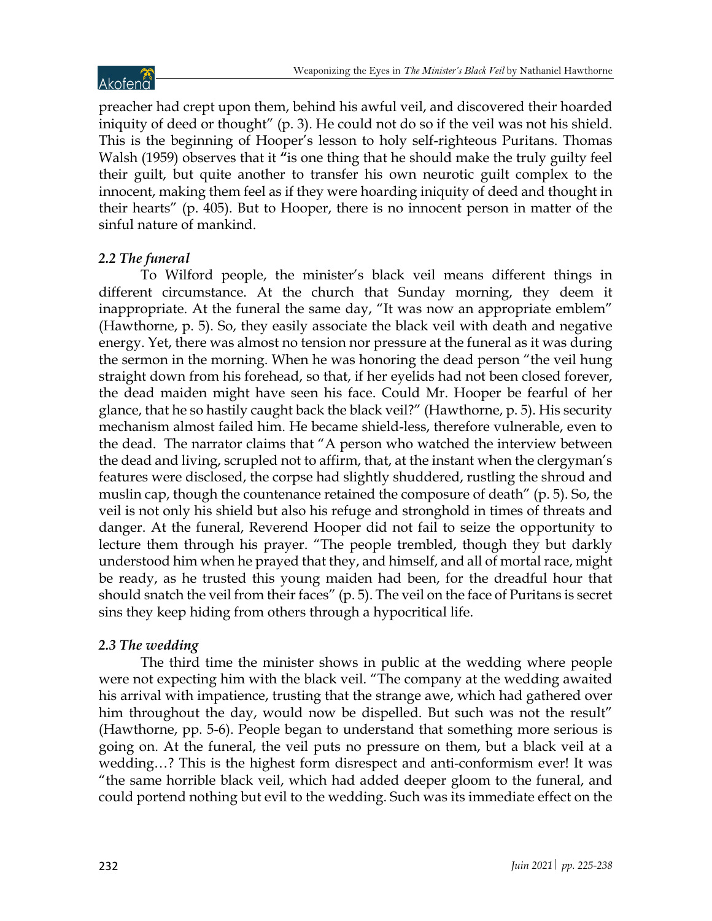preacher had crept upon them, behind his awful veil, and discovered their hoarded iniquity of deed or thought" (p. 3). He could not do so if the veil was not his shield. This is the beginning of Hooper's lesson to holy self-righteous Puritans. Thomas Walsh (1959) observes that it "is one thing that he should make the truly guilty feel their guilt, but quite another to transfer his own neurotic guilt complex to the innocent, making them feel as if they were hoarding iniquity of deed and thought in their hearts" (p. 405). But to Hooper, there is no innocent person in matter of the sinful nature of mankind.

### *2.2 The funeral*

To Wilford people, the minister's black veil means different things in different circumstance. At the church that Sunday morning, they deem it inappropriate. At the funeral the same day, "It was now an appropriate emblem" (Hawthorne, p. 5). So, they easily associate the black veil with death and negative energy. Yet, there was almost no tension nor pressure at the funeral as it was during the sermon in the morning. When he was honoring the dead person "the veil hung straight down from his forehead, so that, if her eyelids had not been closed forever, the dead maiden might have seen his face. Could Mr. Hooper be fearful of her glance, that he so hastily caught back the black veil?" (Hawthorne, p. 5). His security mechanism almost failed him. He became shield-less, therefore vulnerable, even to the dead. The narrator claims that "A person who watched the interview between the dead and living, scrupled not to affirm, that, at the instant when the clergyman's features were disclosed, the corpse had slightly shuddered, rustling the shroud and muslin cap, though the countenance retained the composure of death" (p. 5). So, the veil is not only his shield but also his refuge and stronghold in times of threats and danger. At the funeral, Reverend Hooper did not fail to seize the opportunity to lecture them through his prayer. "The people trembled, though they but darkly understood him when he prayed that they, and himself, and all of mortal race, might be ready, as he trusted this young maiden had been, for the dreadful hour that should snatch the veil from their faces" (p. 5). The veil on the face of Puritans is secret sins they keep hiding from others through a hypocritical life.

### *2.3 The wedding*

The third time the minister shows in public at the wedding where people were not expecting him with the black veil. "The company at the wedding awaited his arrival with impatience, trusting that the strange awe, which had gathered over him throughout the day, would now be dispelled. But such was not the result" (Hawthorne, pp. 5-6). People began to understand that something more serious is going on. At the funeral, the veil puts no pressure on them, but a black veil at a wedding…? This is the highest form disrespect and anti-conformism ever! It was "the same horrible black veil, which had added deeper gloom to the funeral, and could portend nothing but evil to the wedding. Such was its immediate effect on the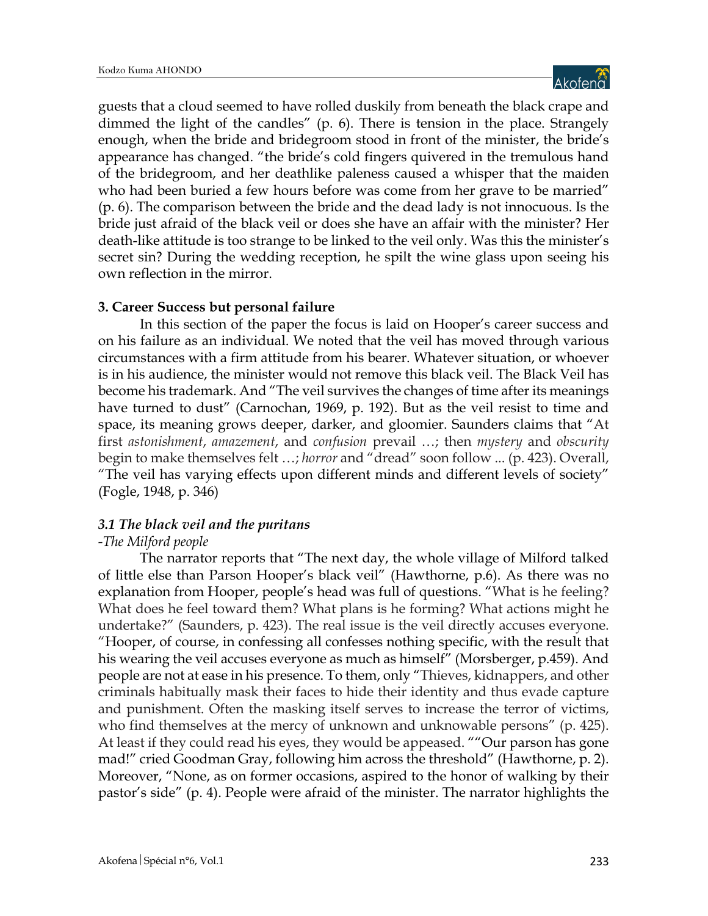guests that a cloud seemed to have rolled duskily from beneath the black crape and dimmed the light of the candles" (p. 6). There is tension in the place. Strangely enough, when the bride and bridegroom stood in front of the minister, the bride's appearance has changed. "the bride's cold fingers quivered in the tremulous hand of the bridegroom, and her deathlike paleness caused a whisper that the maiden who had been buried a few hours before was come from her grave to be married" (p. 6). The comparison between the bride and the dead lady is not innocuous. Is the bride just afraid of the black veil or does she have an affair with the minister? Her death-like attitude is too strange to be linked to the veil only. Was this the minister's secret sin? During the wedding reception, he spilt the wine glass upon seeing his own reflection in the mirror.

## 3. Career Success but personal failure

In this section of the paper the focus is laid on Hooper's career success and on his failure as an individual. We noted that the veil has moved through various circumstances with a firm attitude from his bearer. Whatever situation, or whoever is in his audience, the minister would not remove this black veil. The Black Veil has become his trademark. And "The veil survives the changes of time after its meanings have turned to dust" (Carnochan, 1969, p. 192). But as the veil resist to time and space, its meaning grows deeper, darker, and gloomier. Saunders claims that "At first *astonishment*, *amazement*, and *confusion* prevail …; then *mystery* and *obscurity* begin to make themselves felt …; *horror* and "dread" soon follow ... (p. 423). Overall, "The veil has varying effects upon different minds and different levels of society" (Fogle, 1948, p. 346)

### *3.1 The black veil and the puritans*

*-The Milford people*

The narrator reports that "The next day, the whole village of Milford talked of little else than Parson Hooper's black veil" (Hawthorne, p.6). As there was no explanation from Hooper, people's head was full of questions. "What is he feeling? What does he feel toward them? What plans is he forming? What actions might he undertake?" (Saunders, p. 423). The real issue is the veil directly accuses everyone. "Hooper, of course, in confessing all confesses nothing specific, with the result that his wearing the veil accuses everyone as much as himself" (Morsberger, p.459). And people are not at ease in his presence. To them, only "Thieves, kidnappers, and other criminals habitually mask their faces to hide their identity and thus evade capture and punishment. Often the masking itself serves to increase the terror of victims, who find themselves at the mercy of unknown and unknowable persons" (p. 425). At least if they could read his eyes, they would be appeased. ""Our parson has gone mad!" cried Goodman Gray, following him across the threshold" (Hawthorne, p. 2). Moreover, "None, as on former occasions, aspired to the honor of walking by their pastor's side" (p. 4). People were afraid of the minister. The narrator highlights the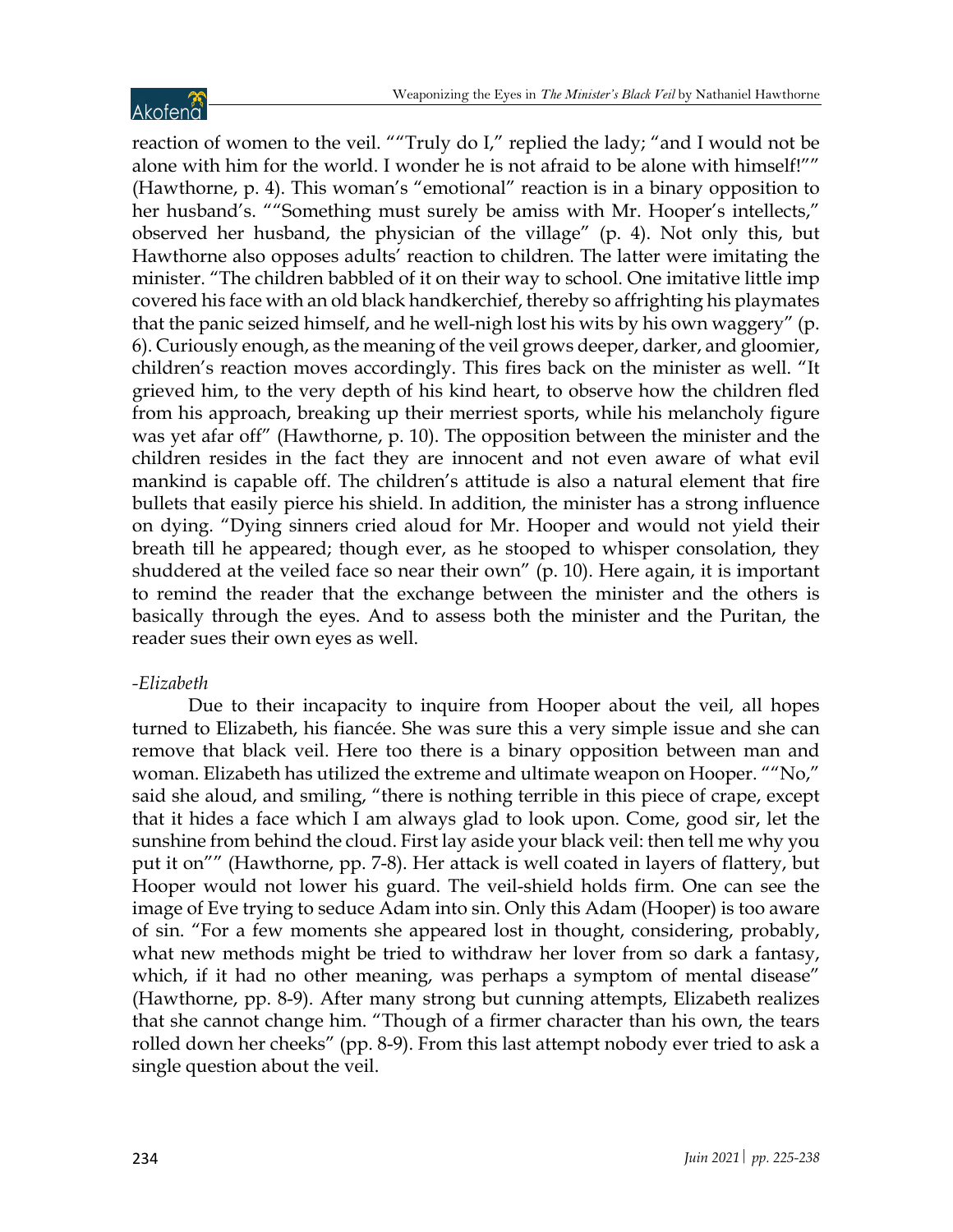reaction of women to the veil. ""Truly do I," replied the lady; "and I would not be alone with him for the world. I wonder he is not afraid to be alone with himself!"" (Hawthorne, p. 4). This woman's "emotional" reaction is in a binary opposition to her husband's. ""Something must surely be amiss with Mr. Hooper's intellects," observed her husband, the physician of the village" (p. 4). Not only this, but Hawthorne also opposes adults' reaction to children. The latter were imitating the minister. "The children babbled of it on their way to school. One imitative little imp covered his face with an old black handkerchief, thereby so affrighting his playmates that the panic seized himself, and he well-nigh lost his wits by his own waggery" (p. 6). Curiously enough, as the meaning of the veil grows deeper, darker, and gloomier, children's reaction moves accordingly. This fires back on the minister as well. "It grieved him, to the very depth of his kind heart, to observe how the children fled from his approach, breaking up their merriest sports, while his melancholy figure was yet afar off" (Hawthorne, p. 10). The opposition between the minister and the children resides in the fact they are innocent and not even aware of what evil mankind is capable off. The children's attitude is also a natural element that fire bullets that easily pierce his shield. In addition, the minister has a strong influence on dying. "Dying sinners cried aloud for Mr. Hooper and would not yield their breath till he appeared; though ever, as he stooped to whisper consolation, they shuddered at the veiled face so near their own" (p. 10). Here again, it is important to remind the reader that the exchange between the minister and the others is basically through the eyes. And to assess both the minister and the Puritan, the reader sues their own eyes as well.

*-Elizabeth*

Due to their incapacity to inquire from Hooper about the veil, all hopes turned to Elizabeth, his fiancée. She was sure this a very simple issue and she can remove that black veil. Here too there is a binary opposition between man and woman. Elizabeth has utilized the extreme and ultimate weapon on Hooper. ""No," said she aloud, and smiling, "there is nothing terrible in this piece of crape, except that it hides a face which I am always glad to look upon. Come, good sir, let the sunshine from behind the cloud. First lay aside your black veil: then tell me why you put it on"" (Hawthorne, pp. 7-8). Her attack is well coated in layers of flattery, but Hooper would not lower his guard. The veil-shield holds firm. One can see the image of Eve trying to seduce Adam into sin. Only this Adam (Hooper) is too aware of sin. "For a few moments she appeared lost in thought, considering, probably, what new methods might be tried to withdraw her lover from so dark a fantasy, which, if it had no other meaning, was perhaps a symptom of mental disease" (Hawthorne, pp. 8-9). After many strong but cunning attempts, Elizabeth realizes that she cannot change him. "Though of a firmer character than his own, the tears rolled down her cheeks" (pp. 8-9). From this last attempt nobody ever tried to ask a single question about the veil.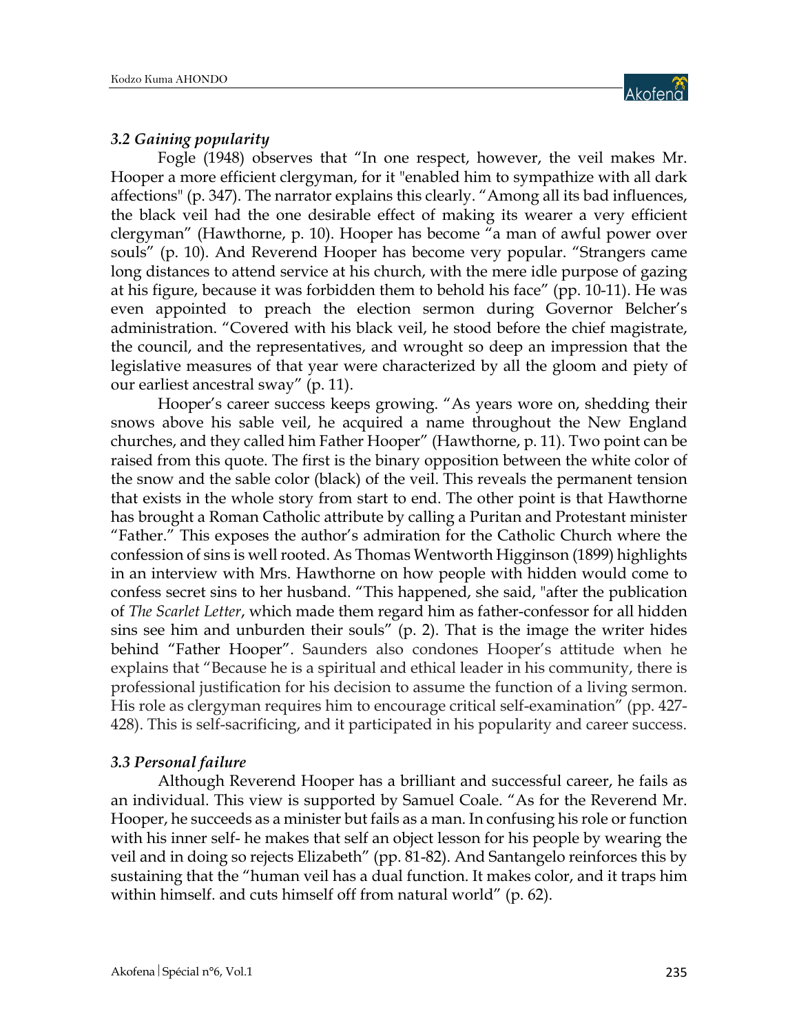### *3.2 Gaining popularity*

Fogle (1948) observes that "In one respect, however, the veil makes Mr. Hooper a more efficient clergyman, for it "enabled him to sympathize with all dark affections" (p. 347). The narrator explains this clearly. "Among all its bad influences, the black veil had the one desirable effect of making its wearer a very efficient clergyman" (Hawthorne, p. 10). Hooper has become "a man of awful power over souls" (p. 10). And Reverend Hooper has become very popular. "Strangers came long distances to attend service at his church, with the mere idle purpose of gazing at his figure, because it was forbidden them to behold his face" (pp. 10-11). He was even appointed to preach the election sermon during Governor Belcher's administration. "Covered with his black veil, he stood before the chief magistrate, the council, and the representatives, and wrought so deep an impression that the legislative measures of that year were characterized by all the gloom and piety of our earliest ancestral sway" (p. 11).

Hooper's career success keeps growing. "As years wore on, shedding their snows above his sable veil, he acquired a name throughout the New England churches, and they called him Father Hooper" (Hawthorne, p. 11). Two point can be raised from this quote. The first is the binary opposition between the white color of the snow and the sable color (black) of the veil. This reveals the permanent tension that exists in the whole story from start to end. The other point is that Hawthorne has brought a Roman Catholic attribute by calling a Puritan and Protestant minister "Father." This exposes the author's admiration for the Catholic Church where the confession of sins is well rooted. As Thomas Wentworth Higginson (1899) highlights in an interview with Mrs. Hawthorne on how people with hidden would come to confess secret sins to her husband. "This happened, she said, "after the publication of *The Scarlet Letter*, which made them regard him as father-confessor for all hidden sins see him and unburden their souls" (p. 2). That is the image the writer hides behind "Father Hooper". Saunders also condones Hooper's attitude when he explains that "Because he is a spiritual and ethical leader in his community, there is professional justification for his decision to assume the function of a living sermon. His role as clergyman requires him to encourage critical self-examination" (pp. 427-428). This is self-sacrificing, and it participated in his popularity and career success.

### *3.3 Personal failure*

Although Reverend Hooper has a brilliant and successful career, he fails as an individual. This view is supported by Samuel Coale. "As for the Reverend Mr. Hooper, he succeeds as a minister but fails as a man. In confusing his role or function with his inner self- he makes that self an object lesson for his people by wearing the veil and in doing so rejects Elizabeth" (pp. 81-82). And Santangelo reinforces this by sustaining that the "human veil has a dual function. It makes color, and it traps him within himself. and cuts himself off from natural world" (p. 62).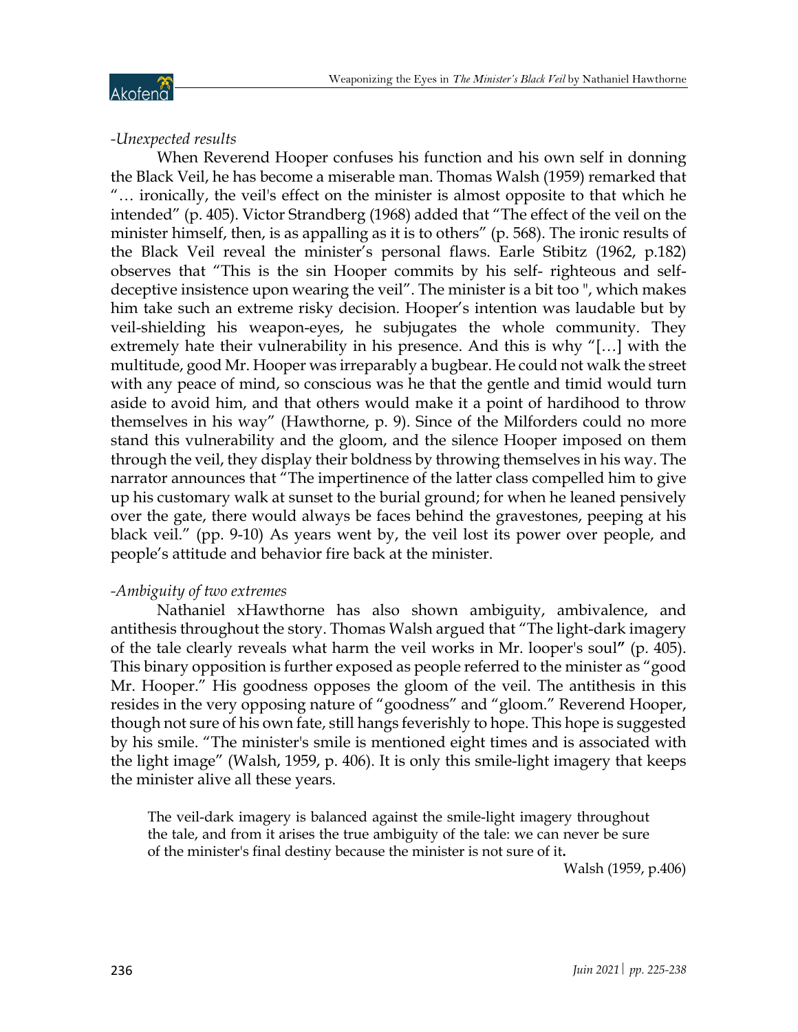*-Unexpected results*

When Reverend Hooper confuses his function and his own self in donning the Black Veil, he has become a miserable man. Thomas Walsh (1959) remarked that "… ironically, the veil's effect on the minister is almost opposite to that which he intended" (p. 405). Victor Strandberg (1968) added that "The effect of the veil on the minister himself, then, is as appalling as it is to others" (p. 568). The ironic results of the Black Veil reveal the minister's personal flaws. Earle Stibitz (1962, p.182) observes that "This is the sin Hooper commits by his self- righteous and self-deceptive insistence upon wearing the veil". The minister is a bit too ", which makes him take such an extreme risky decision. Hooper's intention was laudable but by veil-shielding his weapon-eyes, he subjugates the whole community. They extremely hate their vulnerability in his presence. And this is why "[…] with the multitude, good Mr. Hooper was irreparably a bugbear. He could not walk the street with any peace of mind, so conscious was he that the gentle and timid would turn aside to avoid him, and that others would make it a point of hardihood to throw themselves in his way" (Hawthorne, p. 9). Since of the Milforders could no more stand this vulnerability and the gloom, and the silence Hooper imposed on them through the veil, they display their boldness by throwing themselves in his way. The narrator announces that "The impertinence of the latter class compelled him to give up his customary walk at sunset to the burial ground; for when he leaned pensively over the gate, there would always be faces behind the gravestones, peeping at his black veil." (pp. 9-10) As years went by, the veil lost its power over people, and people's attitude and behavior fire back at the minister.

*-Ambiguity of two extremes*

Nathaniel xHawthorne has also shown ambiguity, ambivalence, and antithesis throughout the story. Thomas Walsh argued that "The light-dark imagery of the tale clearly reveals what harm the veil works in Mr. looper's soul**"** (p. 405). This binary opposition is further exposed as people referred to the minister as "good Mr. Hooper." His goodness opposes the gloom of the veil. The antithesis in this resides in the very opposing nature of "goodness" and "gloom." Reverend Hooper, though not sure of his own fate, still hangs feverishly to hope. This hope is suggested by his smile. "The minister's smile is mentioned eight times and is associated with the light image" (Walsh, 1959, p. 406). It is only this smile-light imagery that keeps the minister alive all these years.

> The veil-dark imagery is balanced against the smile-light imagery throughout the tale, and from it arises the true ambiguity of the tale: we can never be sure of the minister's final destiny because the minister is not sure of it**.**
>
> Walsh (1959, p.406)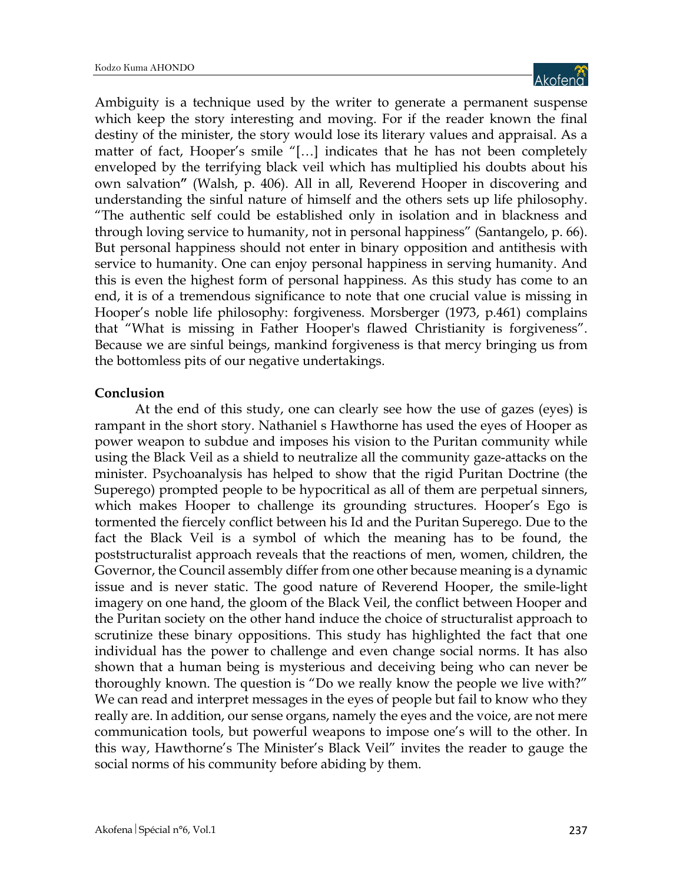Ambiguity is a technique used by the writer to generate a permanent suspense which keep the story interesting and moving. For if the reader known the final destiny of the minister, the story would lose its literary values and appraisal. As a matter of fact, Hooper's smile "[…] indicates that he has not been completely enveloped by the terrifying black veil which has multiplied his doubts about his own salvation**"** (Walsh, p. 406). All in all, Reverend Hooper in discovering and understanding the sinful nature of himself and the others sets up life philosophy. "The authentic self could be established only in isolation and in blackness and through loving service to humanity, not in personal happiness" (Santangelo, p. 66). But personal happiness should not enter in binary opposition and antithesis with service to humanity. One can enjoy personal happiness in serving humanity. And this is even the highest form of personal happiness. As this study has come to an end, it is of a tremendous significance to note that one crucial value is missing in Hooper's noble life philosophy: forgiveness. Morsberger (1973, p.461) complains that "What is missing in Father Hooper's flawed Christianity is forgiveness". Because we are sinful beings, mankind forgiveness is that mercy bringing us from the bottomless pits of our negative undertakings.

**Conclusion**

At the end of this study, one can clearly see how the use of gazes (eyes) is rampant in the short story. Nathaniel s Hawthorne has used the eyes of Hooper as power weapon to subdue and imposes his vision to the Puritan community while using the Black Veil as a shield to neutralize all the community gaze-attacks on the minister. Psychoanalysis has helped to show that the rigid Puritan Doctrine (the Superego) prompted people to be hypocritical as all of them are perpetual sinners, which makes Hooper to challenge its grounding structures. Hooper's Ego is tormented the fiercely conflict between his Id and the Puritan Superego. Due to the fact the Black Veil is a symbol of which the meaning has to be found, the poststructuralist approach reveals that the reactions of men, women, children, the Governor, the Council assembly differ from one other because meaning is a dynamic issue and is never static. The good nature of Reverend Hooper, the smile-light imagery on one hand, the gloom of the Black Veil, the conflict between Hooper and the Puritan society on the other hand induce the choice of structuralist approach to scrutinize these binary oppositions. This study has highlighted the fact that one individual has the power to challenge and even change social norms. It has also shown that a human being is mysterious and deceiving being who can never be thoroughly known. The question is "Do we really know the people we live with?" We can read and interpret messages in the eyes of people but fail to know who they really are. In addition, our sense organs, namely the eyes and the voice, are not mere communication tools, but powerful weapons to impose one's will to the other. In this way, Hawthorne's The Minister's Black Veil" invites the reader to gauge the social norms of his community before abiding by them.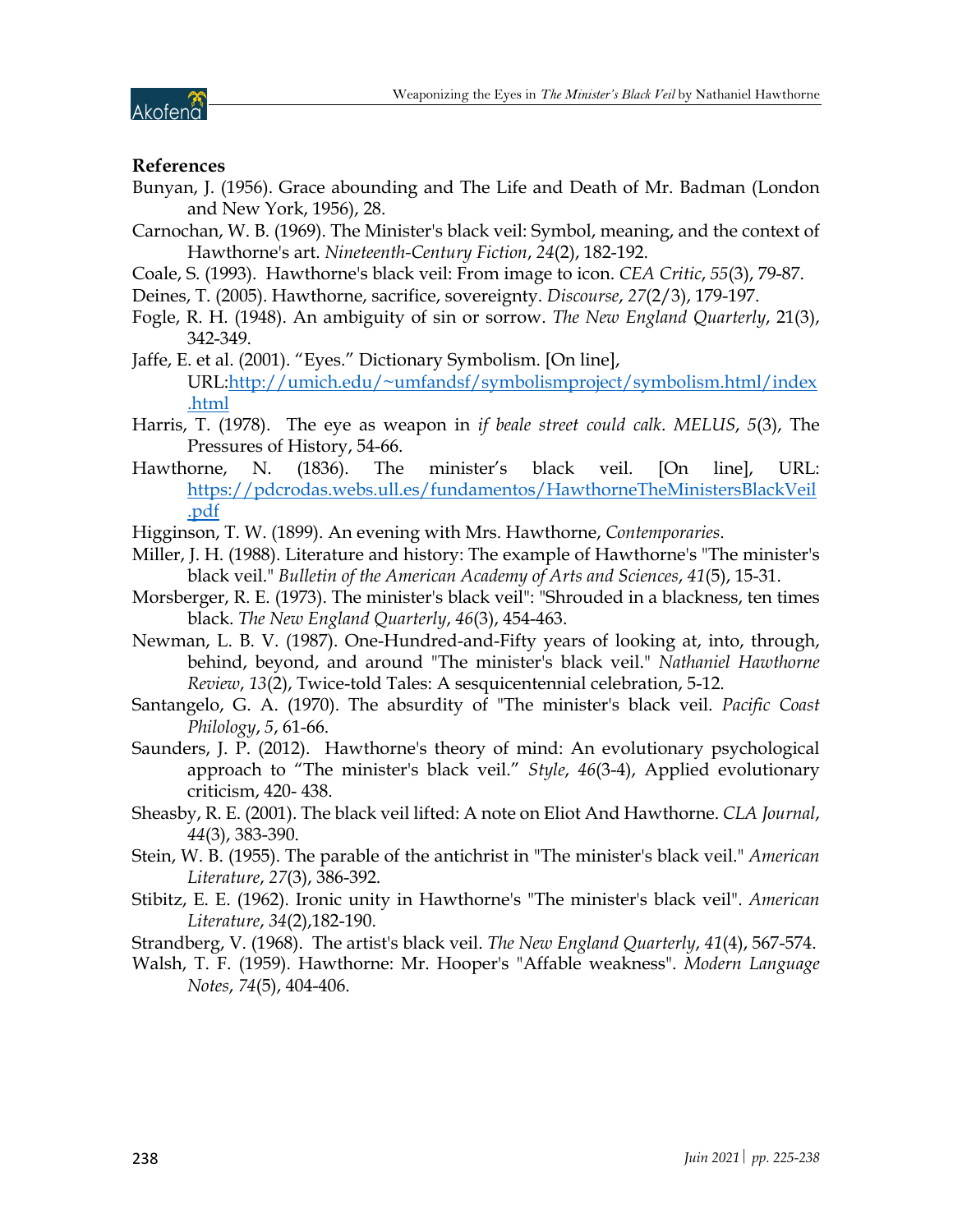## References

Bunyan, J. (1956). Grace abounding and The Life and Death of Mr. Badman (London and New York, 1956), 28.

Carnochan, W. B. (1969). The Minister's black veil: Symbol, meaning, and the context of Hawthorne's art. *Nineteenth-Century Fiction*, *24*(2), 182-192.

Coale, S. (1993). Hawthorne's black veil: From image to icon. *CEA Critic*, *55*(3), 79-87.

Deines, T. (2005). Hawthorne, sacrifice, sovereignty. *Discourse*, *27*(2/3), 179-197.

Fogle, R. H. (1948). An ambiguity of sin or sorrow. *The New England Quarterly*, 21(3), 342-349.

Jaffe, E. et al. (2001). "Eyes." Dictionary Symbolism. [On line], URL:http://umich.edu/~umfandsf/symbolismproject/symbolism.html/index.html

Harris, T. (1978). The eye as weapon in *if beale street could calk*. *MELUS*, *5*(3), The Pressures of History, 54-66.

Hawthorne, N. (1836). The minister's black veil. [On line], URL: https://pdcrodas.webs.ull.es/fundamentos/HawthorneTheMinistersBlackVeil.pdf

Higginson, T. W. (1899). An evening with Mrs. Hawthorne, *Contemporaries*.

Miller, J. H. (1988). Literature and history: The example of Hawthorne's "The minister's black veil." *Bulletin of the American Academy of Arts and Sciences*, *41*(5), 15-31.

Morsberger, R. E. (1973). The minister's black veil": "Shrouded in a blackness, ten times black. *The New England Quarterly*, *46*(3), 454-463.

Newman, L. B. V. (1987). One-Hundred-and-Fifty years of looking at, into, through, behind, beyond, and around "The minister's black veil." *Nathaniel Hawthorne Review*, *13*(2), Twice-told Tales: A sesquicentennial celebration, 5-12.

Santangelo, G. A. (1970). The absurdity of "The minister's black veil. *Pacific Coast Philology*, *5*, 61-66.

Saunders, J. P. (2012). Hawthorne's theory of mind: An evolutionary psychological approach to "The minister's black veil." *Style*, *46*(3-4), Applied evolutionary criticism, 420- 438.

Sheasby, R. E. (2001). The black veil lifted: A note on Eliot And Hawthorne. *CLA Journal*, *44*(3), 383-390.

Stein, W. B. (1955). The parable of the antichrist in "The minister's black veil." *American Literature*, *27*(3), 386-392.

Stibitz, E. E. (1962). Ironic unity in Hawthorne's "The minister's black veil". *American Literature*, *34*(2),182-190.

Strandberg, V. (1968). The artist's black veil. *The New England Quarterly*, *41*(4), 567-574.

Walsh, T. F. (1959). Hawthorne: Mr. Hooper's "Affable weakness". *Modern Language Notes*, *74*(5), 404-406.